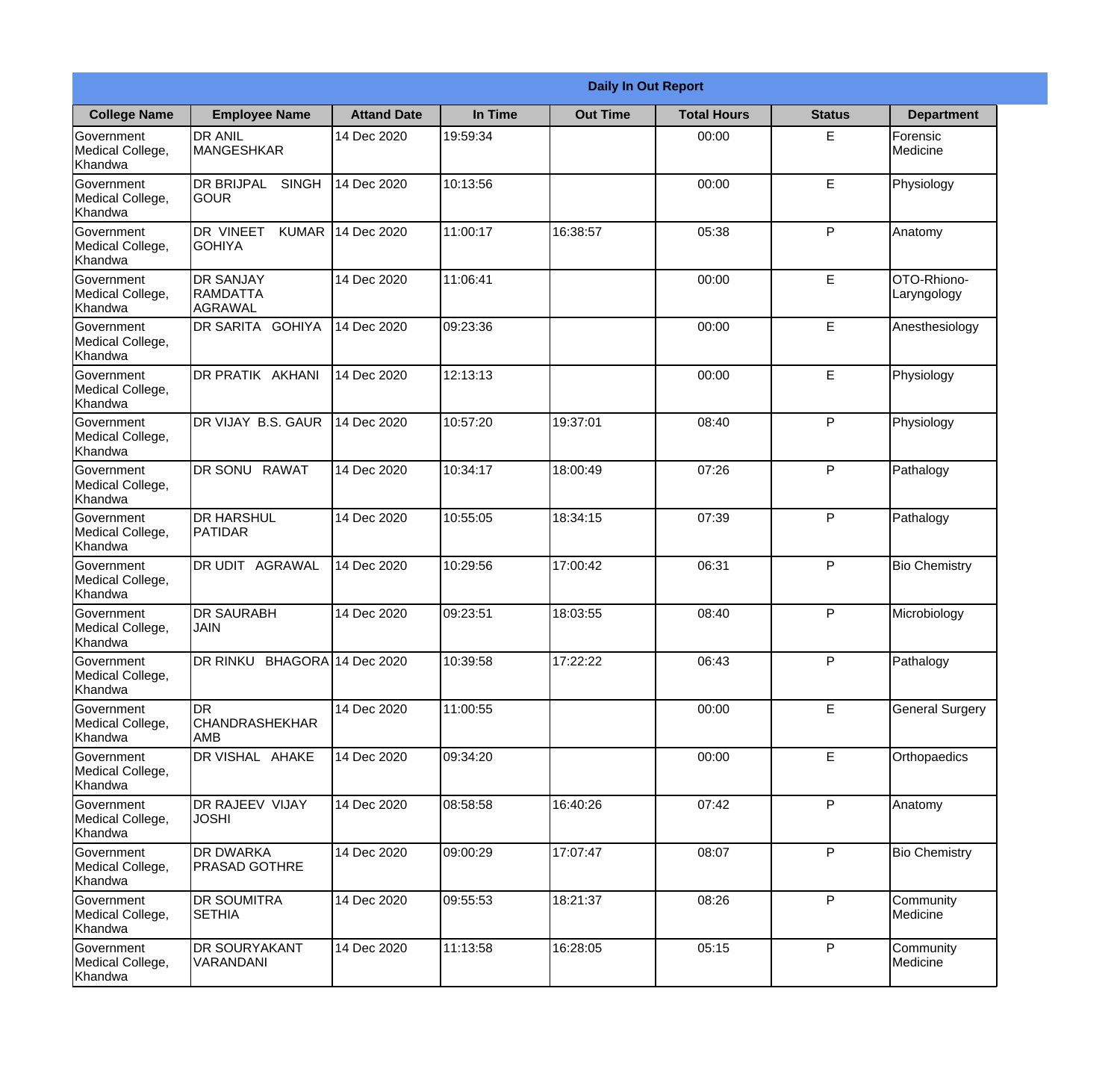| Daily In Out Report | | | | | | | |
|---|---|---|---|---|---|---|---|
| **College Name** | **Employee Name** | **Attand Date** | **In Time** | **Out Time** | **Total Hours** | **Status** | **Department** |
| Government Medical College, Khandwa | DR ANIL MANGESHKAR | 14 Dec 2020 | 19:59:34 | | 00:00 | E | Forensic Medicine |
| Government Medical College, Khandwa | DR BRIJPAL SINGH GOUR | 14 Dec 2020 | 10:13:56 | | 00:00 | E | Physiology |
| Government Medical College, Khandwa | DR VINEET KUMAR GOHIYA | 14 Dec 2020 | 11:00:17 | 16:38:57 | 05:38 | P | Anatomy |
| Government Medical College, Khandwa | DR SANJAY RAMDATTA AGRAWAL | 14 Dec 2020 | 11:06:41 | | 00:00 | E | OTO-Rhiono-Laryngology |
| Government Medical College, Khandwa | DR SARITA GOHIYA | 14 Dec 2020 | 09:23:36 | | 00:00 | E | Anesthesiology |
| Government Medical College, Khandwa | DR PRATIK AKHANI | 14 Dec 2020 | 12:13:13 | | 00:00 | E | Physiology |
| Government Medical College, Khandwa | DR VIJAY B.S. GAUR | 14 Dec 2020 | 10:57:20 | 19:37:01 | 08:40 | P | Physiology |
| Government Medical College, Khandwa | DR SONU RAWAT | 14 Dec 2020 | 10:34:17 | 18:00:49 | 07:26 | P | Pathalogy |
| Government Medical College, Khandwa | DR HARSHUL PATIDAR | 14 Dec 2020 | 10:55:05 | 18:34:15 | 07:39 | P | Pathalogy |
| Government Medical College, Khandwa | DR UDIT AGRAWAL | 14 Dec 2020 | 10:29:56 | 17:00:42 | 06:31 | P | Bio Chemistry |
| Government Medical College, Khandwa | DR SAURABH JAIN | 14 Dec 2020 | 09:23:51 | 18:03:55 | 08:40 | P | Microbiology |
| Government Medical College, Khandwa | DR RINKU BHAGORA | 14 Dec 2020 | 10:39:58 | 17:22:22 | 06:43 | P | Pathalogy |
| Government Medical College, Khandwa | DR CHANDRASHEKHAR AMB | 14 Dec 2020 | 11:00:55 | | 00:00 | E | General Surgery |
| Government Medical College, Khandwa | DR VISHAL AHAKE | 14 Dec 2020 | 09:34:20 | | 00:00 | E | Orthopaedics |
| Government Medical College, Khandwa | DR RAJEEV VIJAY JOSHI | 14 Dec 2020 | 08:58:58 | 16:40:26 | 07:42 | P | Anatomy |
| Government Medical College, Khandwa | DR DWARKA PRASAD GOTHRE | 14 Dec 2020 | 09:00:29 | 17:07:47 | 08:07 | P | Bio Chemistry |
| Government Medical College, Khandwa | DR SOUMITRA SETHIA | 14 Dec 2020 | 09:55:53 | 18:21:37 | 08:26 | P | Community Medicine |
| Government Medical College, Khandwa | DR SOURYAKANT VARANDANI | 14 Dec 2020 | 11:13:58 | 16:28:05 | 05:15 | P | Community Medicine |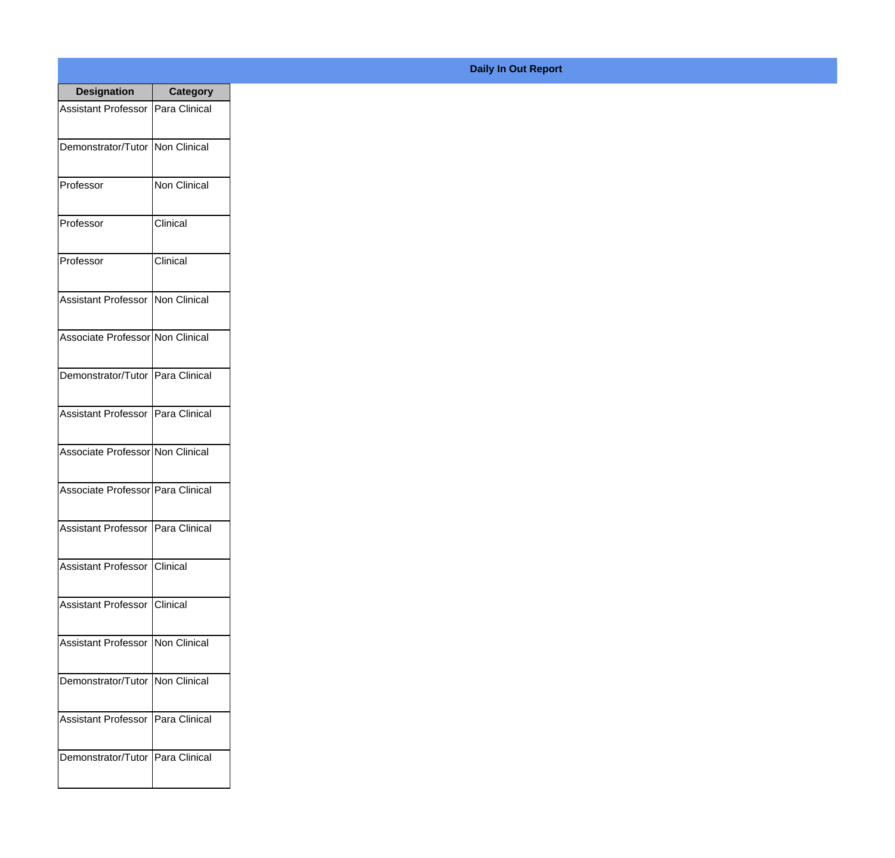**Daily In Out Report**

| Designation | Category |
|---|---|
| Assistant Professor | Para Clinical |
| Demonstrator/Tutor | Non Clinical |
| Professor | Non Clinical |
| Professor | Clinical |
| Professor | Clinical |
| Assistant Professor | Non Clinical |
| Associate Professor | Non Clinical |
| Demonstrator/Tutor | Para Clinical |
| Assistant Professor | Para Clinical |
| Associate Professor | Non Clinical |
| Associate Professor | Para Clinical |
| Assistant Professor | Para Clinical |
| Assistant Professor | Clinical |
| Assistant Professor | Clinical |
| Assistant Professor | Non Clinical |
| Demonstrator/Tutor | Non Clinical |
| Assistant Professor | Para Clinical |
| Demonstrator/Tutor | Para Clinical |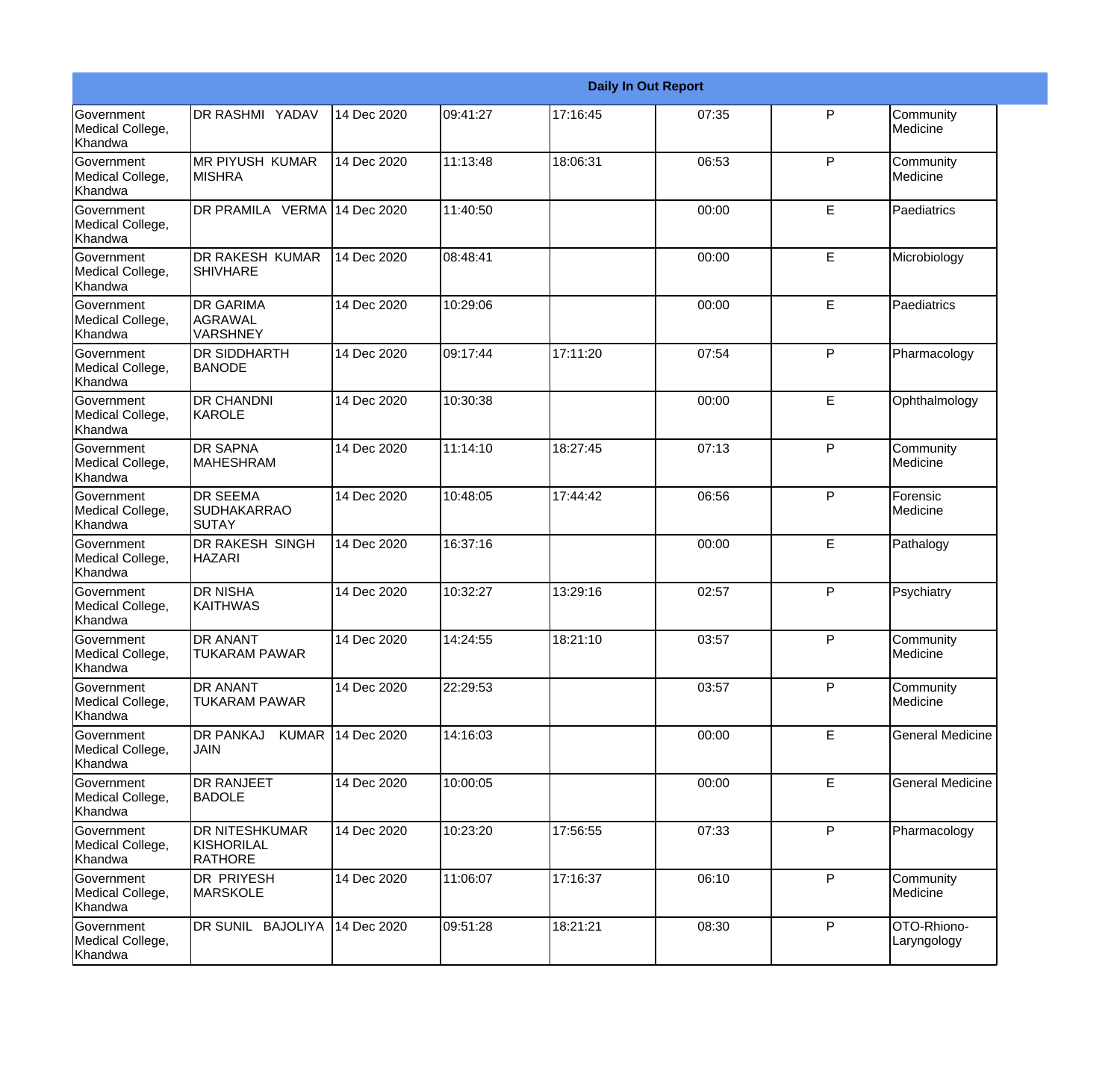| Daily In Out Report | | | | | | | |
|---|---|---|---|---|---|---|---|
| Government Medical College, Khandwa | DR RASHMI YADAV | 14 Dec 2020 | 09:41:27 | 17:16:45 | 07:35 | P | Community Medicine |
| Government Medical College, Khandwa | MR PIYUSH KUMAR MISHRA | 14 Dec 2020 | 11:13:48 | 18:06:31 | 06:53 | P | Community Medicine |
| Government Medical College, Khandwa | DR PRAMILA VERMA | 14 Dec 2020 | 11:40:50 | | 00:00 | E | Paediatrics |
| Government Medical College, Khandwa | DR RAKESH KUMAR SHIVHARE | 14 Dec 2020 | 08:48:41 | | 00:00 | E | Microbiology |
| Government Medical College, Khandwa | DR GARIMA AGRAWAL VARSHNEY | 14 Dec 2020 | 10:29:06 | | 00:00 | E | Paediatrics |
| Government Medical College, Khandwa | DR SIDDHARTH BANODE | 14 Dec 2020 | 09:17:44 | 17:11:20 | 07:54 | P | Pharmacology |
| Government Medical College, Khandwa | DR CHANDNI KAROLE | 14 Dec 2020 | 10:30:38 | | 00:00 | E | Ophthalmology |
| Government Medical College, Khandwa | DR SAPNA MAHESHRAM | 14 Dec 2020 | 11:14:10 | 18:27:45 | 07:13 | P | Community Medicine |
| Government Medical College, Khandwa | DR SEEMA SUDHAKARRAO SUTAY | 14 Dec 2020 | 10:48:05 | 17:44:42 | 06:56 | P | Forensic Medicine |
| Government Medical College, Khandwa | DR RAKESH SINGH HAZARI | 14 Dec 2020 | 16:37:16 | | 00:00 | E | Pathalogy |
| Government Medical College, Khandwa | DR NISHA KAITHWAS | 14 Dec 2020 | 10:32:27 | 13:29:16 | 02:57 | P | Psychiatry |
| Government Medical College, Khandwa | DR ANANT TUKARAM PAWAR | 14 Dec 2020 | 14:24:55 | 18:21:10 | 03:57 | P | Community Medicine |
| Government Medical College, Khandwa | DR ANANT TUKARAM PAWAR | 14 Dec 2020 | 22:29:53 | | 03:57 | P | Community Medicine |
| Government Medical College, Khandwa | DR PANKAJ KUMAR JAIN | 14 Dec 2020 | 14:16:03 | | 00:00 | E | General Medicine |
| Government Medical College, Khandwa | DR RANJEET BADOLE | 14 Dec 2020 | 10:00:05 | | 00:00 | E | General Medicine |
| Government Medical College, Khandwa | DR NITESHKUMAR KISHORILAL RATHORE | 14 Dec 2020 | 10:23:20 | 17:56:55 | 07:33 | P | Pharmacology |
| Government Medical College, Khandwa | DR PRIYESH MARSKOLE | 14 Dec 2020 | 11:06:07 | 17:16:37 | 06:10 | P | Community Medicine |
| Government Medical College, Khandwa | DR SUNIL BAJOLIYA | 14 Dec 2020 | 09:51:28 | 18:21:21 | 08:30 | P | OTO-Rhiono-Laryngology |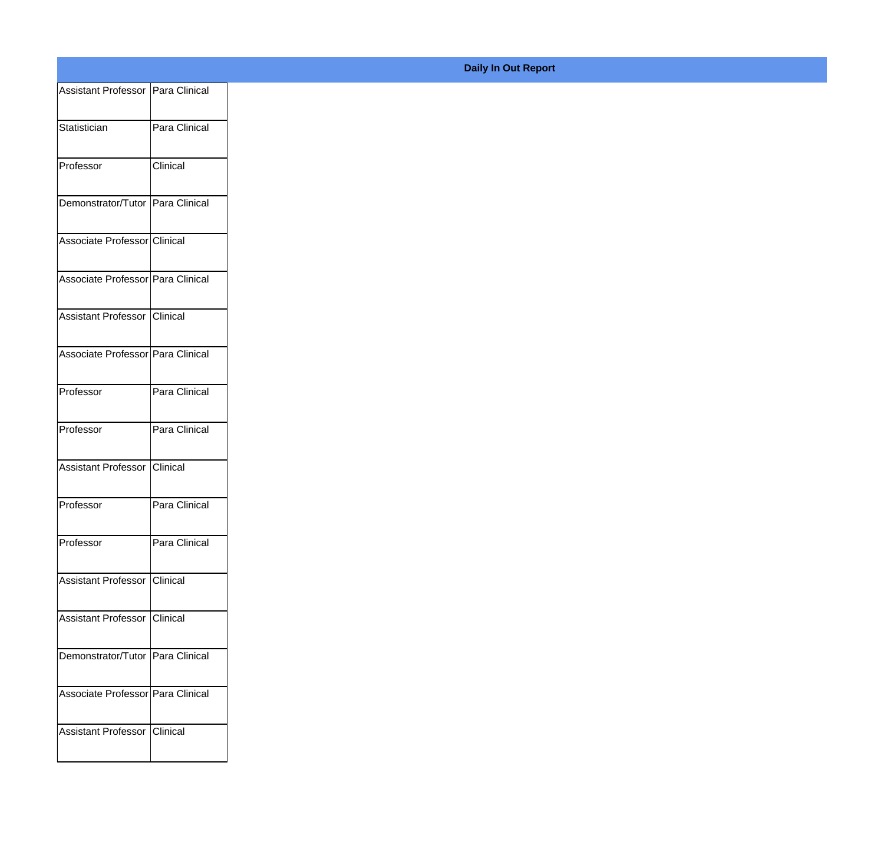**Daily In Out Report**

| | |
|---|---|
| Assistant Professor | Para Clinical |
| Statistician | Para Clinical |
| Professor | Clinical |
| Demonstrator/Tutor | Para Clinical |
| Associate Professor | Clinical |
| Associate Professor | Para Clinical |
| Assistant Professor | Clinical |
| Associate Professor | Para Clinical |
| Professor | Para Clinical |
| Professor | Para Clinical |
| Assistant Professor | Clinical |
| Professor | Para Clinical |
| Professor | Para Clinical |
| Assistant Professor | Clinical |
| Assistant Professor | Clinical |
| Demonstrator/Tutor | Para Clinical |
| Associate Professor | Para Clinical |
| Assistant Professor | Clinical |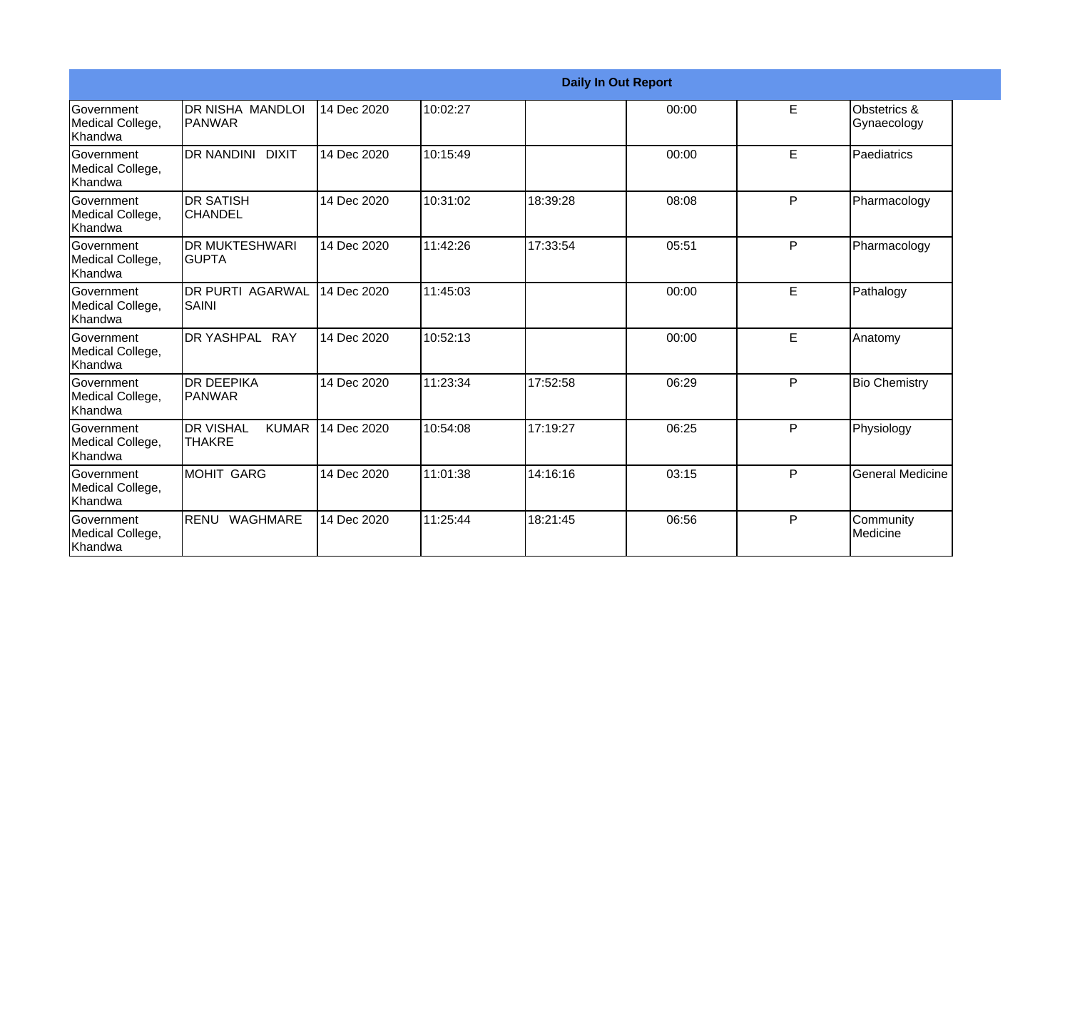| Daily In Out Report | | | | | | | |
|---|---|---|---|---|---|---|---|
| Government Medical College, Khandwa | DR NISHA MANDLOI PANWAR | 14 Dec 2020 | 10:02:27 | | 00:00 | E | Obstetrics & Gynaecology |
| Government Medical College, Khandwa | DR NANDINI DIXIT | 14 Dec 2020 | 10:15:49 | | 00:00 | E | Paediatrics |
| Government Medical College, Khandwa | DR SATISH CHANDEL | 14 Dec 2020 | 10:31:02 | 18:39:28 | 08:08 | P | Pharmacology |
| Government Medical College, Khandwa | DR MUKTESHWARI GUPTA | 14 Dec 2020 | 11:42:26 | 17:33:54 | 05:51 | P | Pharmacology |
| Government Medical College, Khandwa | DR PURTI AGARWAL SAINI | 14 Dec 2020 | 11:45:03 | | 00:00 | E | Pathalogy |
| Government Medical College, Khandwa | DR YASHPAL RAY | 14 Dec 2020 | 10:52:13 | | 00:00 | E | Anatomy |
| Government Medical College, Khandwa | DR DEEPIKA PANWAR | 14 Dec 2020 | 11:23:34 | 17:52:58 | 06:29 | P | Bio Chemistry |
| Government Medical College, Khandwa | DR VISHAL KUMAR THAKRE | 14 Dec 2020 | 10:54:08 | 17:19:27 | 06:25 | P | Physiology |
| Government Medical College, Khandwa | MOHIT GARG | 14 Dec 2020 | 11:01:38 | 14:16:16 | 03:15 | P | General Medicine |
| Government Medical College, Khandwa | RENU WAGHMARE | 14 Dec 2020 | 11:25:44 | 18:21:45 | 06:56 | P | Community Medicine |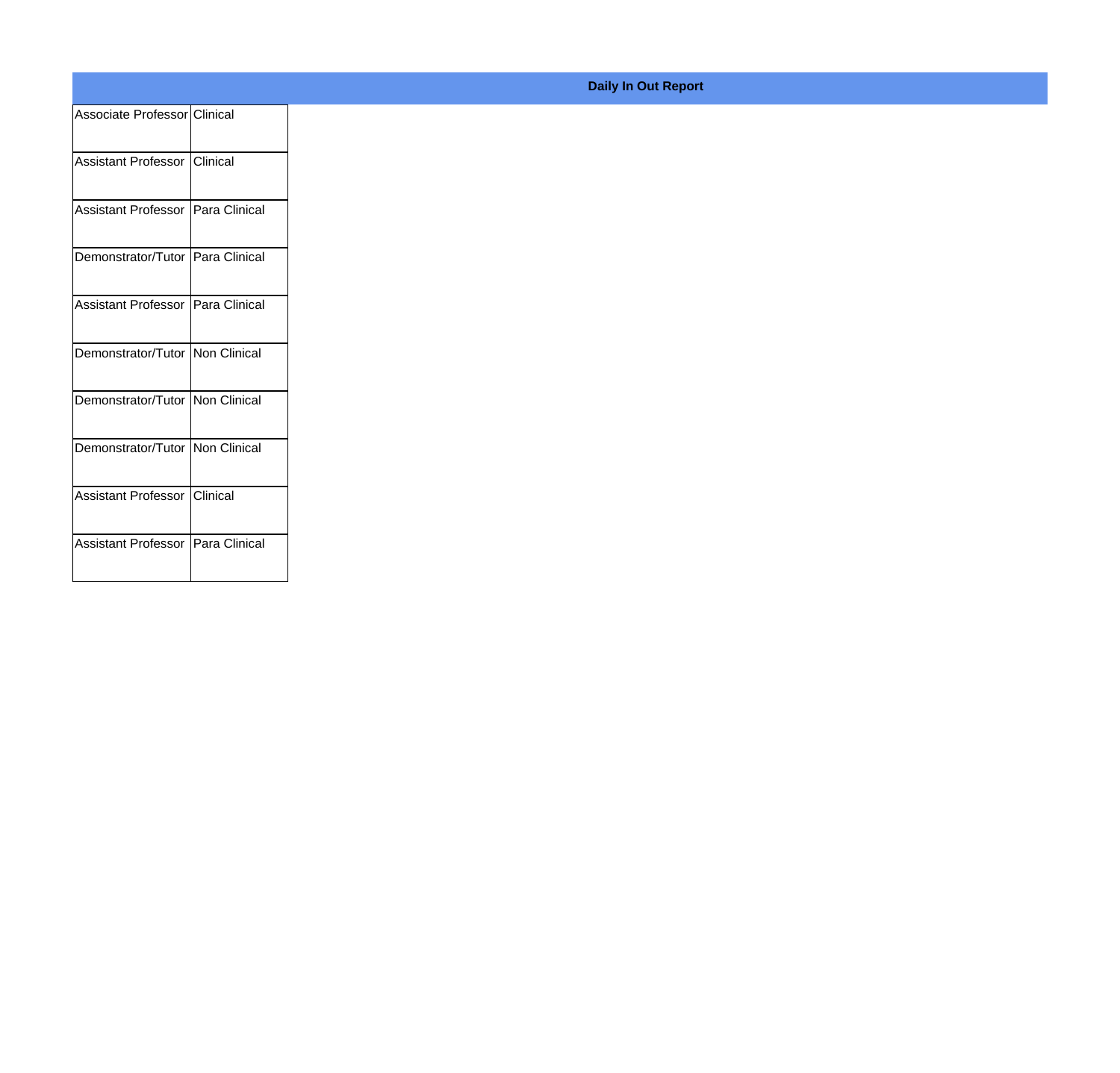**Daily In Out Report**

| | |
|---|---|
| Associate Professor | Clinical |
| Assistant Professor | Clinical |
| Assistant Professor | Para Clinical |
| Demonstrator/Tutor | Para Clinical |
| Assistant Professor | Para Clinical |
| Demonstrator/Tutor | Non Clinical |
| Demonstrator/Tutor | Non Clinical |
| Demonstrator/Tutor | Non Clinical |
| Assistant Professor | Clinical |
| Assistant Professor | Para Clinical |